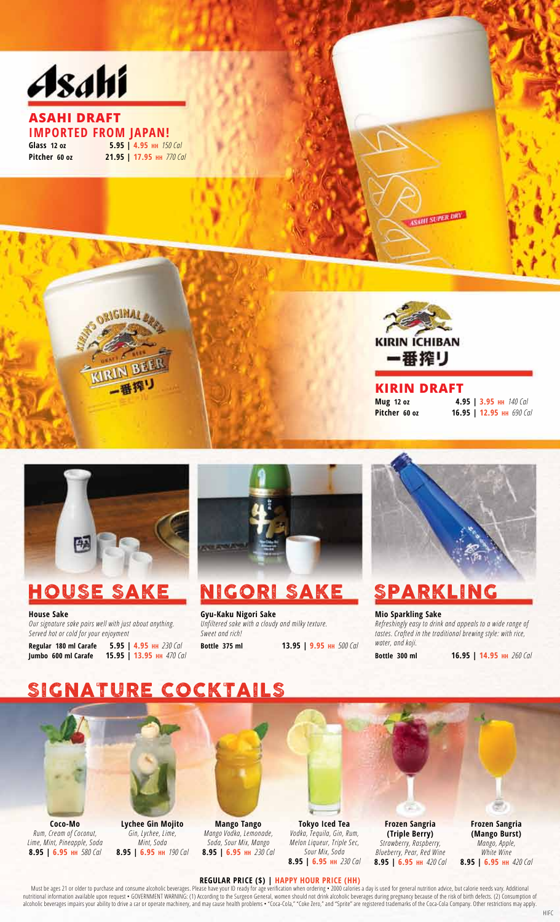# Asahi

## ASAHI DRAFT
## IMPORTED FROM JAPAN!

| | | |
|---|---|---|
| **Glass** 12 oz | **5.95** \| **4.95** HH | *150 Cal* |
| **Pitcher** 60 oz | **21.95** \| **17.95** HH | *770 Cal* |

KIRIN ICHIBAN 一番搾り

## KIRIN DRAFT

| | | |
|---|---|---|
| **Mug** 12 oz | **4.95** \| **3.95** HH | *140 Cal* |
| **Pitcher** 60 oz | **16.95** \| **12.95** HH | *690 Cal* |

## HOUSE SAKE

**House Sake**

*Our signature sake pairs well with just about anything. Served hot or cold for your enjoyment*

| | | |
|---|---|---|
| **Regular** 180 ml Carafe | **5.95** \| **4.95** HH | *230 Cal* |
| **Jumbo** 600 ml Carafe | **15.95** \| **13.95** HH | *470 Cal* |

## NIGORI SAKE

**Gyu-Kaku Nigori Sake**

*Unfiltered sake with a cloudy and milky texture. Sweet and rich!*

| | | |
|---|---|---|
| **Bottle** 375 ml | **13.95** \| **9.95** HH | *500 Cal* |

## SPARKLING

**Mio Sparkling Sake**

*Refreshingly easy to drink and appeals to a wide range of tastes. Crafted in the traditional brewing style: with rice, water, and koji.*

| | | |
|---|---|---|
| **Bottle** 300 ml | **16.95** \| **14.95** HH | *260 Cal* |

## SIGNATURE COCKTAILS

**Coco-Mo**
*Rum, Cream of Coconut, Lime, Mint, Pineapple, Soda*
**8.95** | **6.95** HH *580 Cal*

**Lychee Gin Mojito**
*Gin, Lychee, Lime, Mint, Soda*
**8.95** | **6.95** HH *190 Cal*

**Mango Tango**
*Mango Vodka, Lemonade, Soda, Sour Mix, Mango*
**8.95** | **6.95** HH *230 Cal*

**Tokyo Iced Tea**
*Vodka, Tequila, Gin, Rum, Melon Liqueur, Triple Sec, Sour Mix, Soda*
**8.95** | **6.95** HH *230 Cal*

**Frozen Sangria (Triple Berry)**
*Strawberry, Raspberry, Blueberry, Pear, Red Wine*
**8.95** | **6.95** HH *420 Cal*

**Frozen Sangria (Mango Burst)**
*Mango, Apple, White Wine*
**8.95** | **6.95** HH *420 Cal*

**REGULAR PRICE ($) | HAPPY HOUR PRICE (HH)**

Must be ages 21 or older to purchase and consume alcoholic beverages. Please have your ID ready for age verification when ordering • 2000 calories a day is used for general nutrition advice, but calorie needs vary. Additional nutritional information available upon request • GOVERNMENT WARNING: (1) According to the Surgeon General, women should not drink alcoholic beverages during pregnancy because of the risk of birth defects. (2) Consumption of alcoholic beverages impairs your ability to drive a car or operate machinery, and may cause health problems • "Coca-Cola," "Coke Zero," and "Sprite" are registered trademarks of the Coca-Cola Company. Other restrictions may apply.

HIFC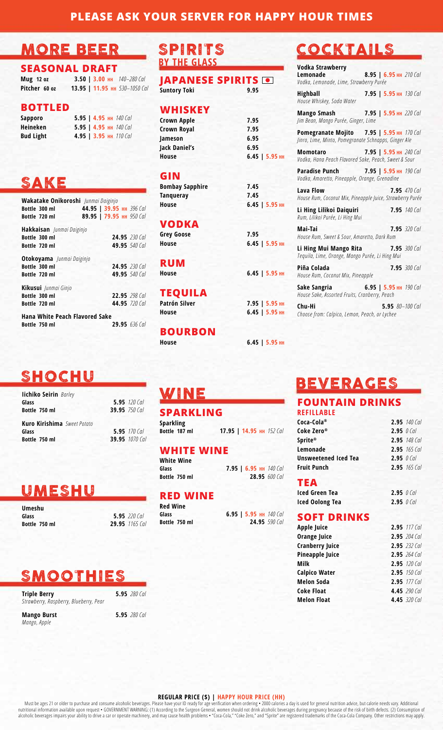**PLEASE ASK YOUR SERVER FOR HAPPY HOUR TIMES**

# MORE BEER

## SEASONAL DRAFT

| | | |
|---|---|---|
| Mug 12 oz | 3.50 \| 3.00 HH | 140–280 Cal |
| Pitcher 60 oz | 13.95 \| 11.95 HH | 530–1050 Cal |

## BOTTLED

| | | |
|---|---|---|
| Sapporo | 5.95 \| 4.95 HH | 140 Cal |
| Heineken | 5.95 \| 4.95 HH | 140 Cal |
| Bud Light | 4.95 \| 3.95 HH | 110 Cal |

# SAKE

**Wakatake Onikoroshi** *Junmai Daiginjo*

| | | |
|---|---|---|
| Bottle 300 ml | 44.95 \| 39.95 HH | 396 Cal |
| Bottle 720 ml | 89.95 \| 79.95 HH | 950 Cal |

**Hakkaisan** *Junmai Daiginjo*

| | | |
|---|---|---|
| Bottle 300 ml | 24.95 | 230 Cal |
| Bottle 720 ml | 49.95 | 540 Cal |

**Otokoyama** *Junmai Daiginjo*

| | | |
|---|---|---|
| Bottle 300 ml | 24.95 | 230 Cal |
| Bottle 720 ml | 49.95 | 540 Cal |

**Kikusui** *Junmai Ginjo*

| | | |
|---|---|---|
| Bottle 300 ml | 22.95 | 298 Cal |
| Bottle 720 ml | 44.95 | 720 Cal |

**Hana White Peach Flavored Sake**

| | | |
|---|---|---|
| Bottle 750 ml | 29.95 | 636 Cal |

# SPIRITS BY THE GLASS

## JAPANESE SPIRITS

| | |
|---|---|
| Suntory Toki | 9.95 |

## WHISKEY

| | |
|---|---|
| Crown Apple | 7.95 |
| Crown Royal | 7.95 |
| Jameson | 6.95 |
| Jack Daniel's | 6.95 |
| House | 6.45 \| 5.95 HH |

## GIN

| | |
|---|---|
| Bombay Sapphire | 7.45 |
| Tanqueray | 7.45 |
| House | 6.45 \| 5.95 HH |

## VODKA

| | |
|---|---|
| Grey Goose | 7.95 |
| House | 6.45 \| 5.95 HH |

## RUM

| | |
|---|---|
| House | 6.45 \| 5.95 HH |

## TEQUILA

| | |
|---|---|
| Patrón Silver | 7.95 \| 5.95 HH |
| House | 6.45 \| 5.95 HH |

## BOURBON

| | |
|---|---|
| House | 6.45 \| 5.95 HH |

# COCKTAILS

**Vodka Strawberry Lemonade** 8.95 | 6.95 HH *210 Cal*
*Vodka, Lemonade, Lime, Strawberry Purée*

**Highball** 7.95 | 5.95 HH *130 Cal*
*House Whiskey, Soda Water*

**Mango Smash** 7.95 | 5.95 HH *220 Cal*
*Jim Bean, Mango Purée, Ginger, Lime*

**Pomegranate Mojito** 7.95 | 5.95 HH *170 Cal*
*Jinro, Lime, Minto, Pomegranate Schnapps, Ginger Ale*

**Momotaro** 7.95 | 5.95 HH *240 Cal*
*Vodka, Hana Peach Flavored Sake, Peach, Sweet & Sour*

**Paradise Punch** 7.95 | 5.95 HH *190 Cal*
*Vodka, Amaretto, Pineapple, Orange, Grenadine*

**Lava Flow** 7.95 *470 Cal*
*House Rum, Coconut Mix, Pineapple Juice, Strawberry Purée*

**Li Hing Lilikoi Daiquiri** 7.95 *140 Cal*
*Rum, Lilikoi Purée, Li Hing Mui*

**Mai-Tai** 7.95 *320 Cal*
*House Rum, Sweet & Sour, Amaretto, Dark Rum*

**Li Hing Mui Mango Rita** 7.95 *300 Cal*
*Tequila, Lime, Orange, Mango Purée, Li Hing Mui*

**Piña Colada** 7.95 *300 Cal*
*House Rum, Coconut Mix, Pineapple*

**Sake Sangria** 6.95 | 5.95 HH *190 Cal*
*House Sake, Assorted Fruits, Cranberry, Peach*

**Chu-Hi** 5.95 *80–100 Cal*
*Choose from: Calpico, Lemon, Peach, or Lychee*

# SHOCHU

**Iichiko Seirin** *Barley*

| | | |
|---|---|---|
| Glass | 5.95 | 120 Cal |
| Bottle 750 ml | 39.95 | 750 Cal |

**Kuro Kirishima** *Sweet Potato*

| | | |
|---|---|---|
| Glass | 5.95 | 170 Cal |
| Bottle 750 ml | 39.95 | 1070 Cal |

# UMESHU

**Umeshu**

| | | |
|---|---|---|
| Glass | 5.95 | 220 Cal |
| Bottle 750 ml | 29.95 | 1165 Cal |

# SMOOTHIES

**Triple Berry** 5.95 *280 Cal*
*Strawberry, Raspberry, Blueberry, Pear*

**Mango Burst** 5.95 *280 Cal*
*Mango, Apple*

# WINE

## SPARKLING

**Sparkling**

| | | |
|---|---|---|
| Bottle 187 ml | 17.95 \| 14.95 HH | 152 Cal |

## WHITE WINE

**White Wine**

| | | |
|---|---|---|
| Glass | 7.95 \| 6.95 HH | 140 Cal |
| Bottle 750 ml | 28.95 | 600 Cal |

## RED WINE

**Red Wine**

| | | |
|---|---|---|
| Glass | 6.95 \| 5.95 HH | 140 Cal |
| Bottle 750 ml | 24.95 | 590 Cal |

# BEVERAGES

## FOUNTAIN DRINKS

**REFILLABLE**

| | | |
|---|---|---|
| Coca-Cola® | 2.95 | 140 Cal |
| Coke Zero® | 2.95 | 0 Cal |
| Sprite® | 2.95 | 148 Cal |
| Lemonade | 2.95 | 165 Cal |
| Unsweetened Iced Tea | 2.95 | 0 Cal |
| Fruit Punch | 2.95 | 165 Cal |

## TEA

| | | |
|---|---|---|
| Iced Green Tea | 2.95 | 0 Cal |
| Iced Oolong Tea | 2.95 | 0 Cal |

## SOFT DRINKS

| | | |
|---|---|---|
| Apple Juice | 2.95 | 117 Cal |
| Orange Juice | 2.95 | 204 Cal |
| Cranberry Juice | 2.95 | 232 Cal |
| Pineapple Juice | 2.95 | 264 Cal |
| Milk | 2.95 | 120 Cal |
| Calpico Water | 2.95 | 150 Cal |
| Melon Soda | 2.95 | 177 Cal |
| Coke Float | 4.45 | 290 Cal |
| Melon Float | 4.45 | 320 Cal |

**REGULAR PRICE ($) | HAPPY HOUR PRICE (HH)**

Must be ages 21 or older to purchase and consume alcoholic beverages. Please have your ID ready for age verification when ordering • 2000 calories a day is used for general nutrition advice, but calorie needs vary. Additional nutritional information available upon request • GOVERNMENT WARNING: (1) According to the Surgeon General, women should not drink alcoholic beverages during pregnancy because of the risk of birth defects. (2) Consumption of alcoholic beverages impairs your ability to drive a car or operate machinery, and may cause health problems • "Coca-Cola," "Coke Zero," and "Sprite" are registered trademarks of the Coca-Cola Company. Other restrictions may apply.